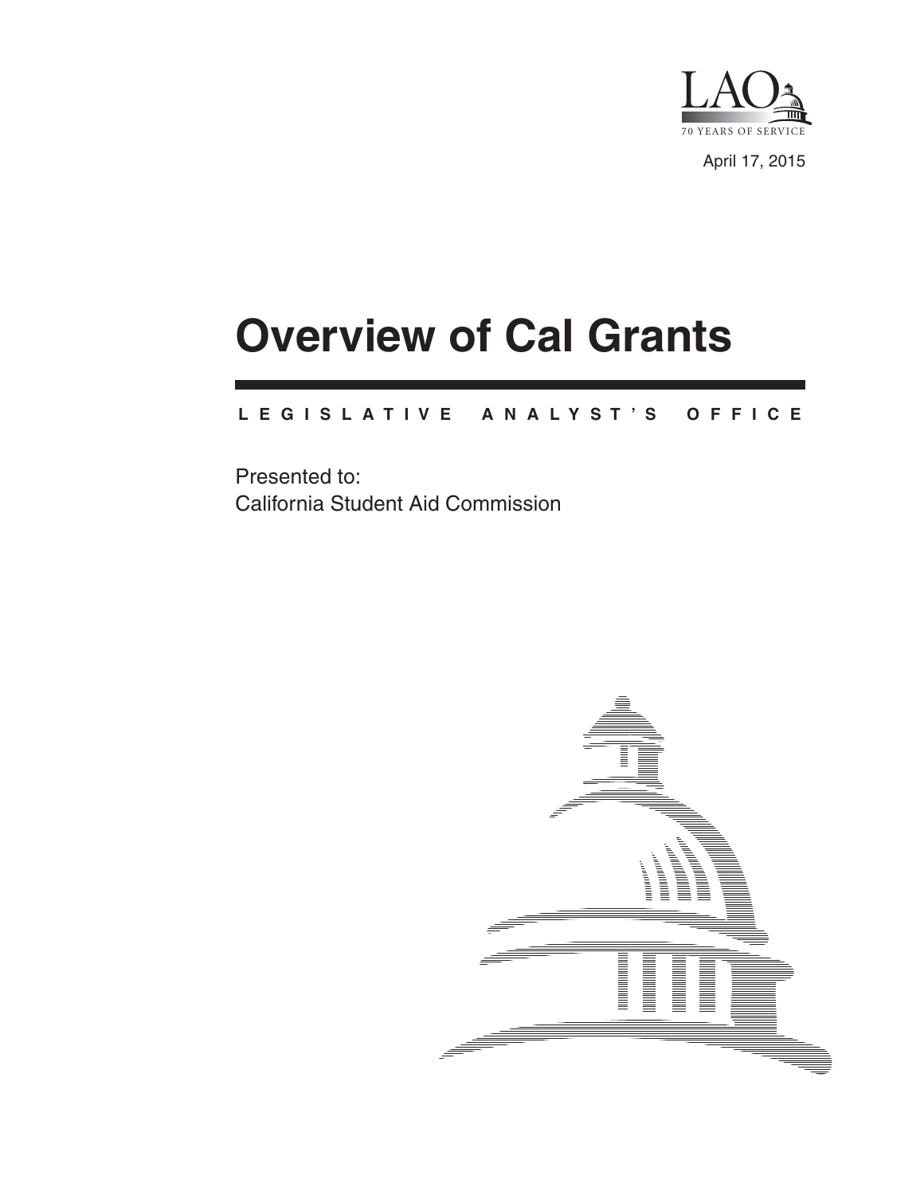LAO

70 YEARS OF SERVICE

April 17, 2015

# Overview of Cal Grants

**LEGISLATIVE ANALYST'S OFFICE**

Presented to:
California Student Aid Commission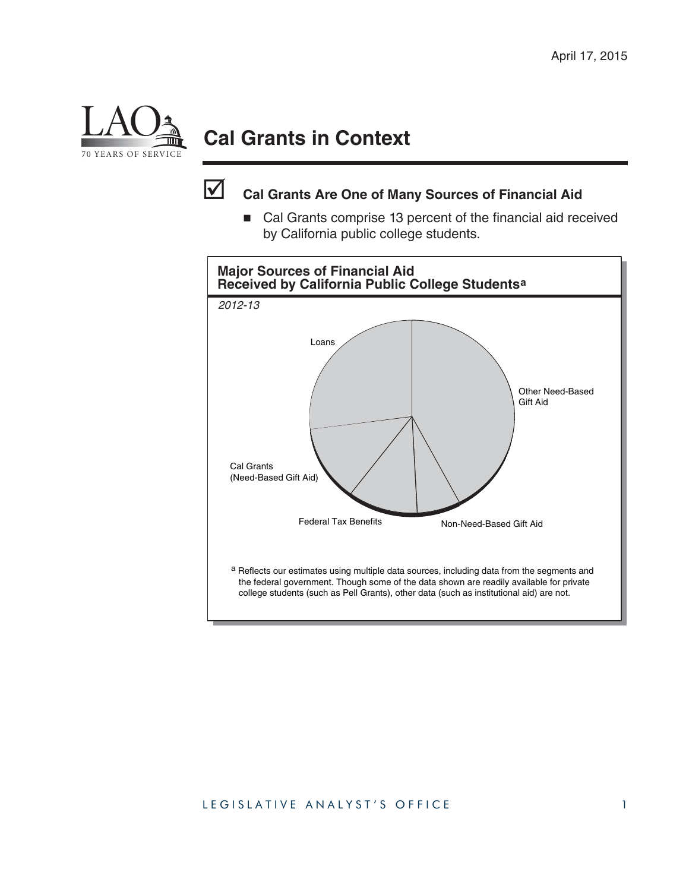# Cal Grants in Context

## Cal Grants Are One of Many Sources of Financial Aid

- Cal Grants comprise 13 percent of the financial aid received by California public college students.

**Major Sources of Financial Aid Received by California Public College Students[a]**

*2012-13*

Loans

Other Need-Based Gift Aid

Cal Grants (Need-Based Gift Aid)

Federal Tax Benefits

Non-Need-Based Gift Aid

[a] Reflects our estimates using multiple data sources, including data from the segments and the federal government. Though some of the data shown are readily available for private college students (such as Pell Grants), other data (such as institutional aid) are not.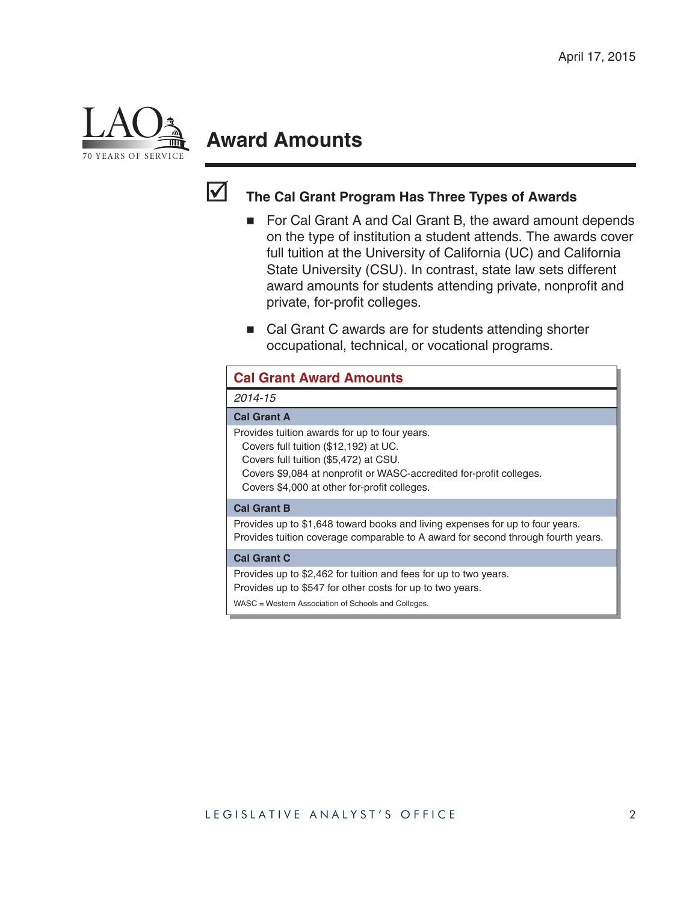April 17, 2015

## Award Amounts

### The Cal Grant Program Has Three Types of Awards

- For Cal Grant A and Cal Grant B, the award amount depends on the type of institution a student attends. The awards cover full tuition at the University of California (UC) and California State University (CSU). In contrast, state law sets different award amounts for students attending private, nonprofit and private, for-profit colleges.
- Cal Grant C awards are for students attending shorter occupational, technical, or vocational programs.

**Cal Grant Award Amounts**

*2014-15*

| Cal Grant A |
| --- |
| Provides tuition awards for up to four years.<br>Covers full tuition ($12,192) at UC.<br>Covers full tuition ($5,472) at CSU.<br>Covers $9,084 at nonprofit or WASC-accredited for-profit colleges.<br>Covers $4,000 at other for-profit colleges. |
| **Cal Grant B** |
| Provides up to $1,648 toward books and living expenses for up to four years.<br>Provides tuition coverage comparable to A award for second through fourth years. |
| **Cal Grant C** |
| Provides up to $2,462 for tuition and fees for up to two years.<br>Provides up to $547 for other costs for up to two years. |

WASC = Western Association of Schools and Colleges.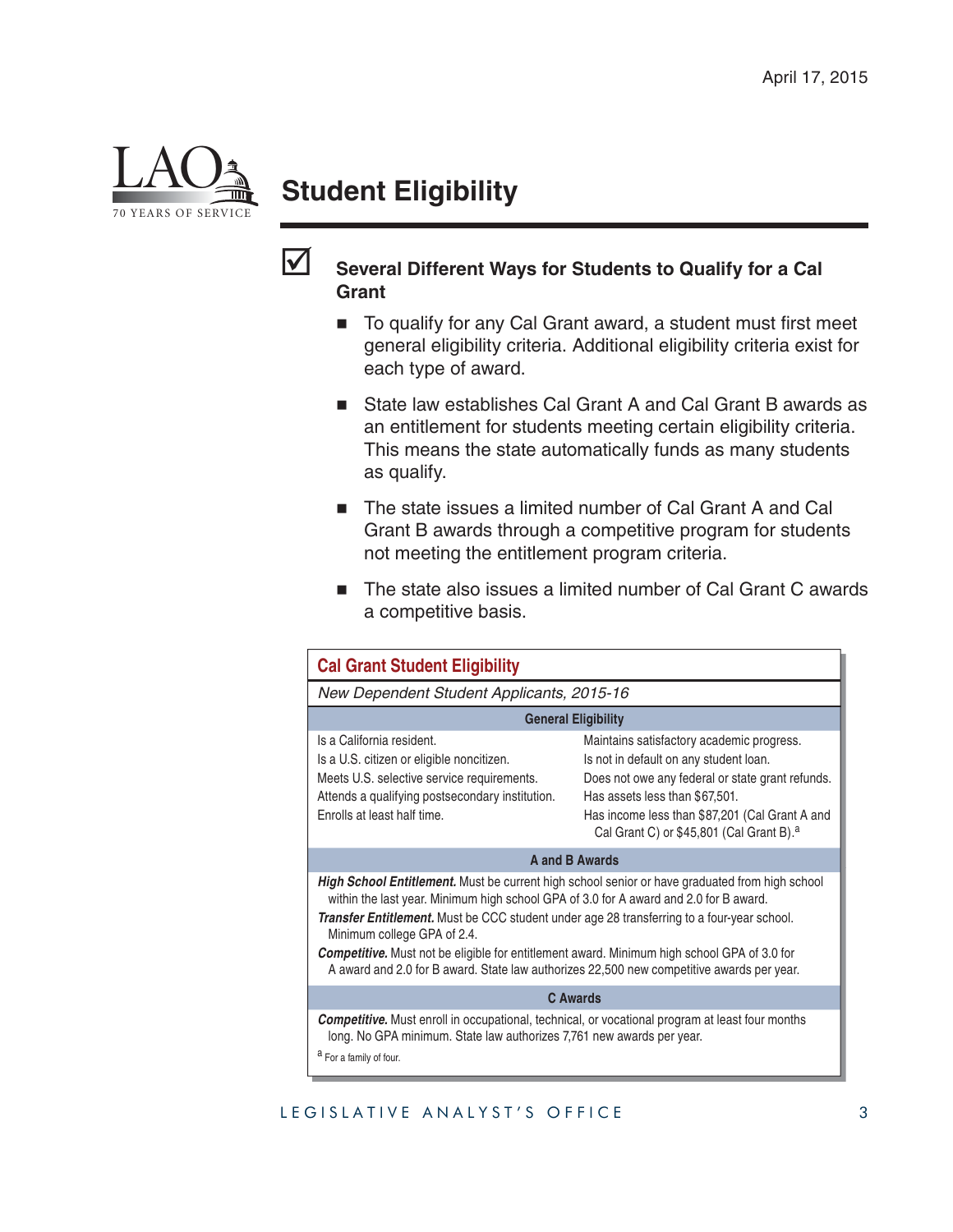## Student Eligibility

☑ **Several Different Ways for Students to Qualify for a Cal Grant**

- To qualify for any Cal Grant award, a student must first meet general eligibility criteria. Additional eligibility criteria exist for each type of award.
- State law establishes Cal Grant A and Cal Grant B awards as an entitlement for students meeting certain eligibility criteria. This means the state automatically funds as many students as qualify.
- The state issues a limited number of Cal Grant A and Cal Grant B awards through a competitive program for students not meeting the entitlement program criteria.
- The state also issues a limited number of Cal Grant C awards a competitive basis.

**Cal Grant Student Eligibility**

*New Dependent Student Applicants, 2015-16*

| General Eligibility | |
|---|---|
| Is a California resident. | Maintains satisfactory academic progress. |
| Is a U.S. citizen or eligible noncitizen. | Is not in default on any student loan. |
| Meets U.S. selective service requirements. | Does not owe any federal or state grant refunds. |
| Attends a qualifying postsecondary institution. | Has assets less than $67,501. |
| Enrolls at least half time. | Has income less than $87,201 (Cal Grant A and Cal Grant C) or $45,801 (Cal Grant B).[a] |

**A and B Awards**

***High School Entitlement.*** Must be current high school senior or have graduated from high school within the last year. Minimum high school GPA of 3.0 for A award and 2.0 for B award.

***Transfer Entitlement.*** Must be CCC student under age 28 transferring to a four-year school. Minimum college GPA of 2.4.

***Competitive.*** Must not be eligible for entitlement award. Minimum high school GPA of 3.0 for A award and 2.0 for B award. State law authorizes 22,500 new competitive awards per year.

**C Awards**

***Competitive.*** Must enroll in occupational, technical, or vocational program at least four months long. No GPA minimum. State law authorizes 7,761 new awards per year.

[a] For a family of four.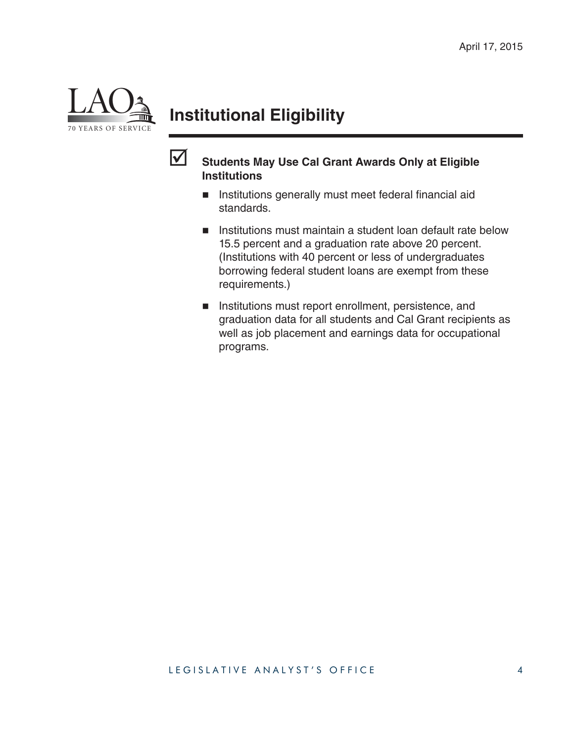# Institutional Eligibility

☑ **Students May Use Cal Grant Awards Only at Eligible Institutions**

- Institutions generally must meet federal financial aid standards.
- Institutions must maintain a student loan default rate below 15.5 percent and a graduation rate above 20 percent. (Institutions with 40 percent or less of undergraduates borrowing federal student loans are exempt from these requirements.)
- Institutions must report enrollment, persistence, and graduation data for all students and Cal Grant recipients as well as job placement and earnings data for occupational programs.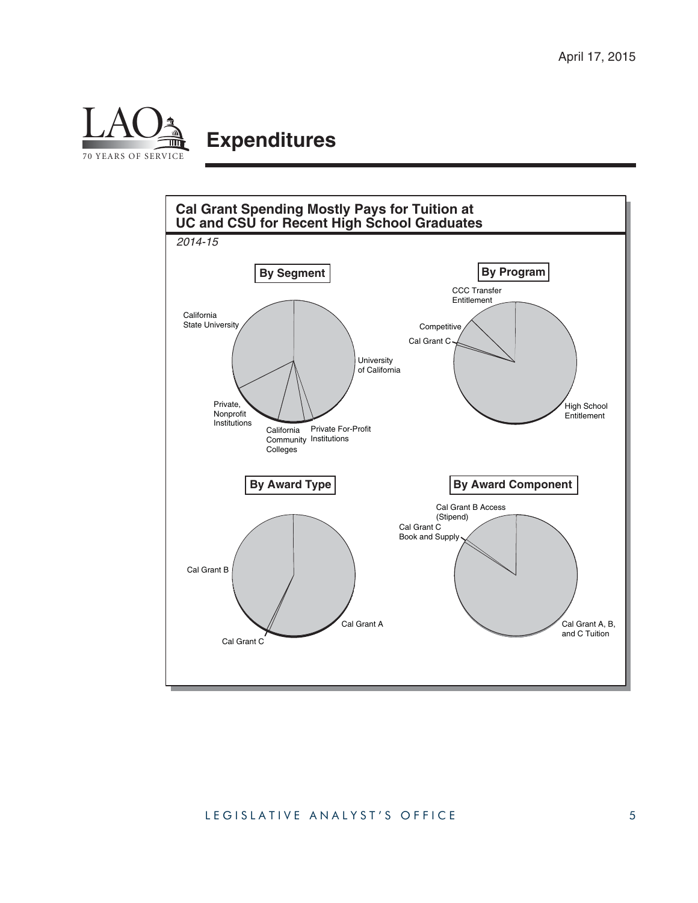# Expenditures

**Cal Grant Spending Mostly Pays for Tuition at UC and CSU for Recent High School Graduates**

*2014-15*

**By Segment**

University of California

California State University

Private, Nonprofit Institutions

California Community Colleges

Private For-Profit Institutions

**By Program**

High School Entitlement

CCC Transfer Entitlement

Competitive

Cal Grant C

**By Award Type**

Cal Grant A

Cal Grant B

Cal Grant C

**By Award Component**

Cal Grant A, B, and C Tuition

Cal Grant B Access (Stipend)

Cal Grant C Book and Supply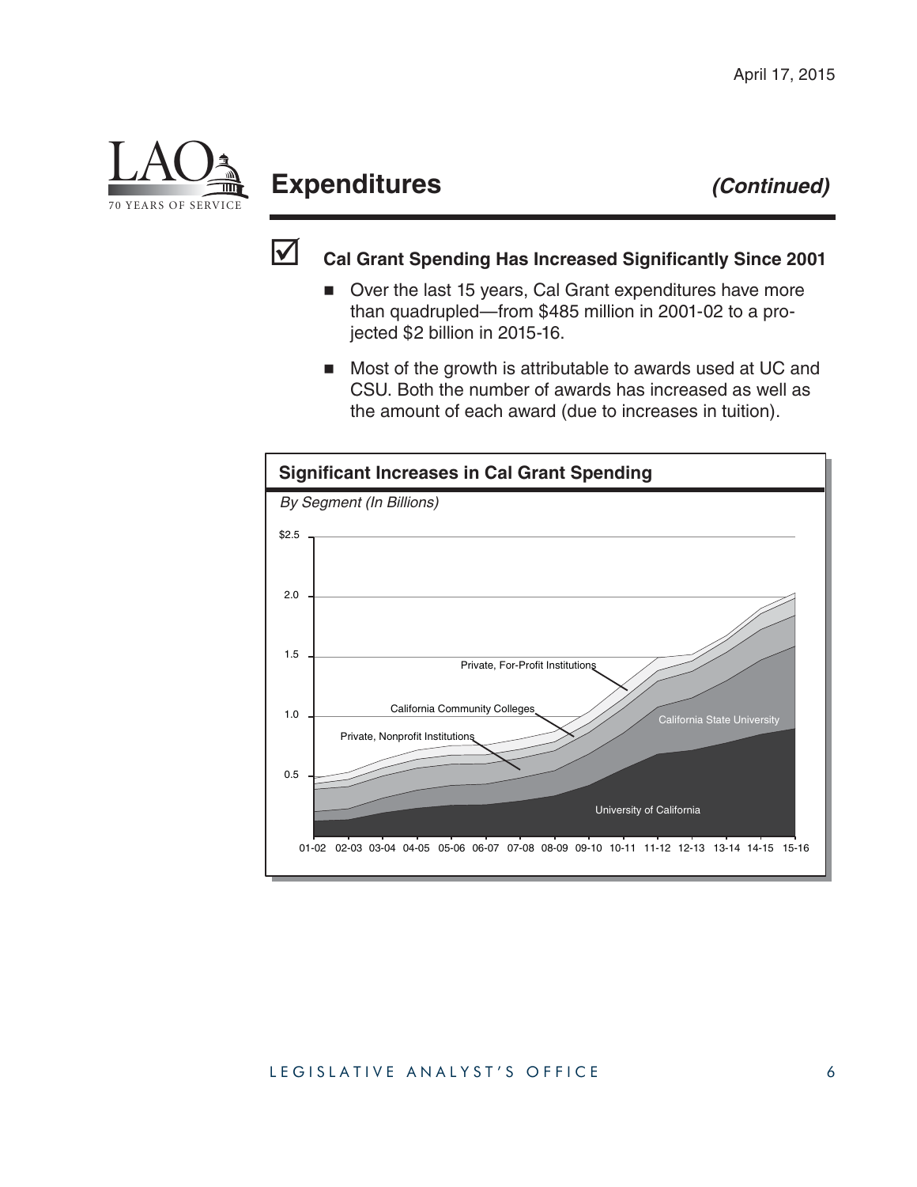# Expenditures *(Continued)*

☑ **Cal Grant Spending Has Increased Significantly Since 2001**

- Over the last 15 years, Cal Grant expenditures have more than quadrupled—from $485 million in 2001-02 to a projected $2 billion in 2015-16.
- Most of the growth is attributable to awards used at UC and CSU. Both the number of awards has increased as well as the amount of each award (due to increases in tuition).

**Significant Increases in Cal Grant Spending**

*By Segment (In Billions)*

$2.5

2.0

1.5

1.0

0.5

Private, For-Profit Institutions

California Community Colleges

Private, Nonprofit Institutions

California State University

University of California

01-02 02-03 03-04 04-05 05-06 06-07 07-08 08-09 09-10 10-11 11-12 12-13 13-14 14-15 15-16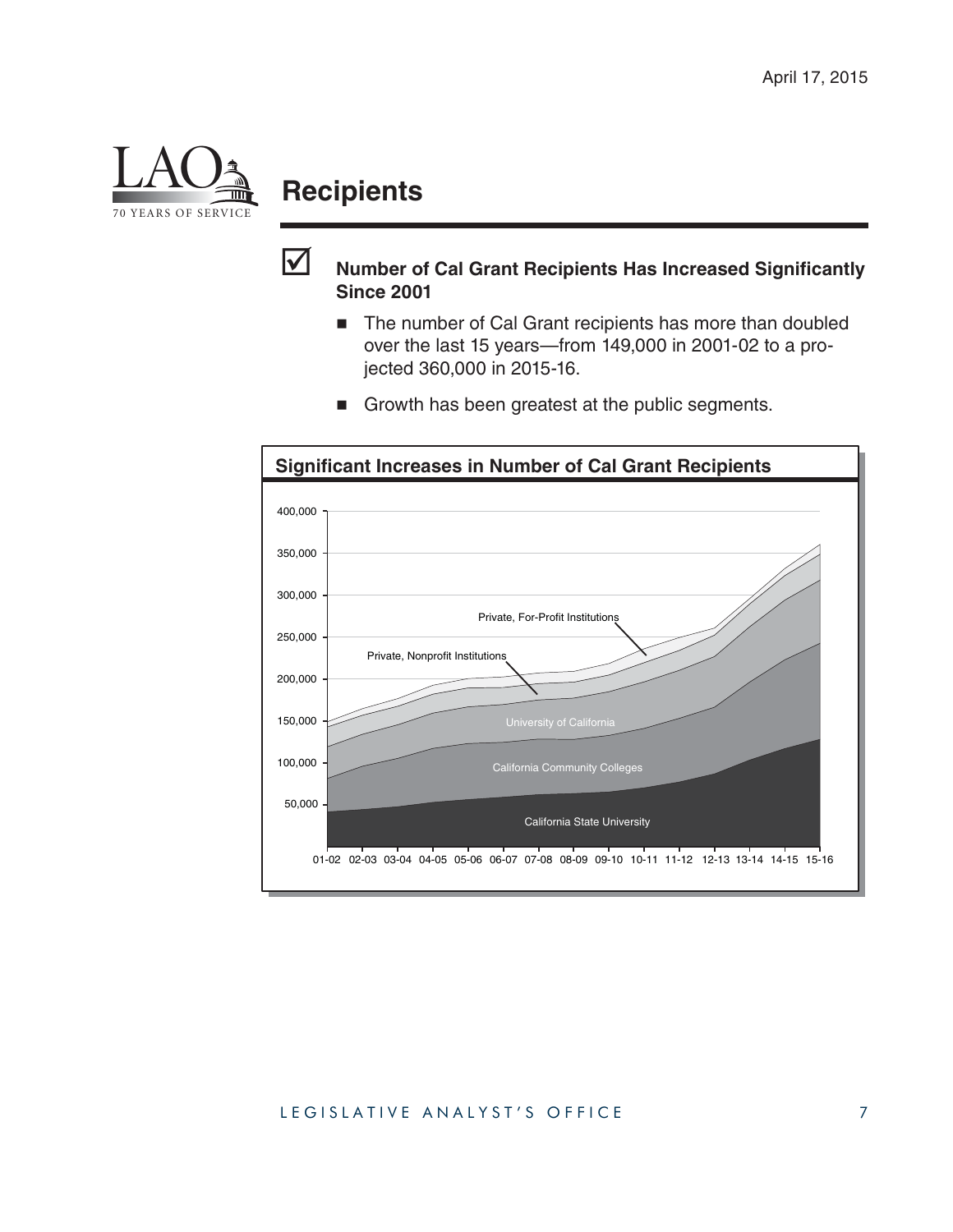# Recipients

- ☑ **Number of Cal Grant Recipients Has Increased Significantly Since 2001**
  - The number of Cal Grant recipients has more than doubled over the last 15 years—from 149,000 in 2001-02 to a projected 360,000 in 2015-16.
  - Growth has been greatest at the public segments.

**Significant Increases in Number of Cal Grant Recipients**

400,000
350,000
300,000
250,000
200,000
150,000
100,000
50,000

Private, For-Profit Institutions

Private, Nonprofit Institutions

University of California

California Community Colleges

California State University

01-02 02-03 03-04 04-05 05-06 06-07 07-08 08-09 09-10 10-11 11-12 12-13 13-14 14-15 15-16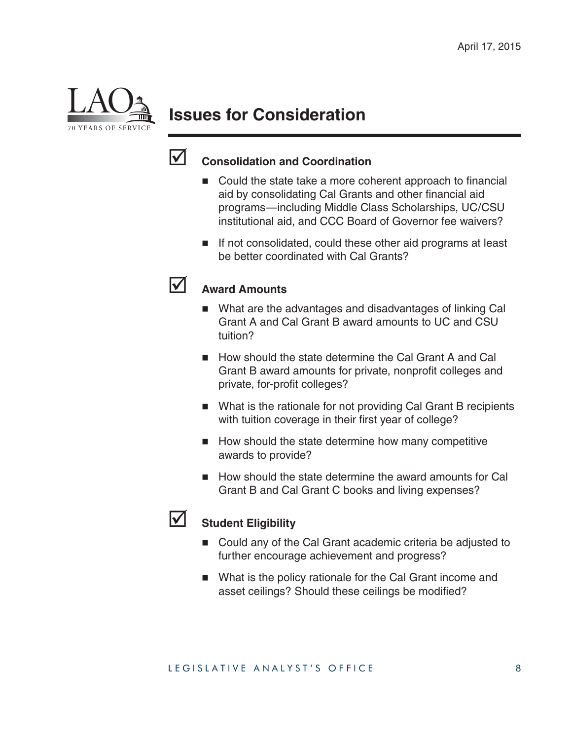April 17, 2015

# Issues for Consideration

## Consolidation and Coordination

- Could the state take a more coherent approach to financial aid by consolidating Cal Grants and other financial aid programs—including Middle Class Scholarships, UC/CSU institutional aid, and CCC Board of Governor fee waivers?
- If not consolidated, could these other aid programs at least be better coordinated with Cal Grants?

## Award Amounts

- What are the advantages and disadvantages of linking Cal Grant A and Cal Grant B award amounts to UC and CSU tuition?
- How should the state determine the Cal Grant A and Cal Grant B award amounts for private, nonprofit colleges and private, for-profit colleges?
- What is the rationale for not providing Cal Grant B recipients with tuition coverage in their first year of college?
- How should the state determine how many competitive awards to provide?
- How should the state determine the award amounts for Cal Grant B and Cal Grant C books and living expenses?

## Student Eligibility

- Could any of the Cal Grant academic criteria be adjusted to further encourage achievement and progress?
- What is the policy rationale for the Cal Grant income and asset ceilings? Should these ceilings be modified?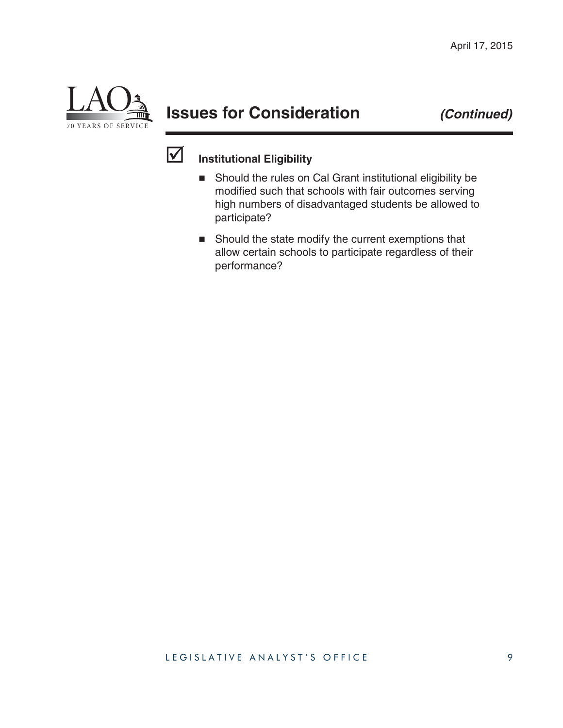## Issues for Consideration *(Continued)*

☑ **Institutional Eligibility**

- Should the rules on Cal Grant institutional eligibility be modified such that schools with fair outcomes serving high numbers of disadvantaged students be allowed to participate?
- Should the state modify the current exemptions that allow certain schools to participate regardless of their performance?